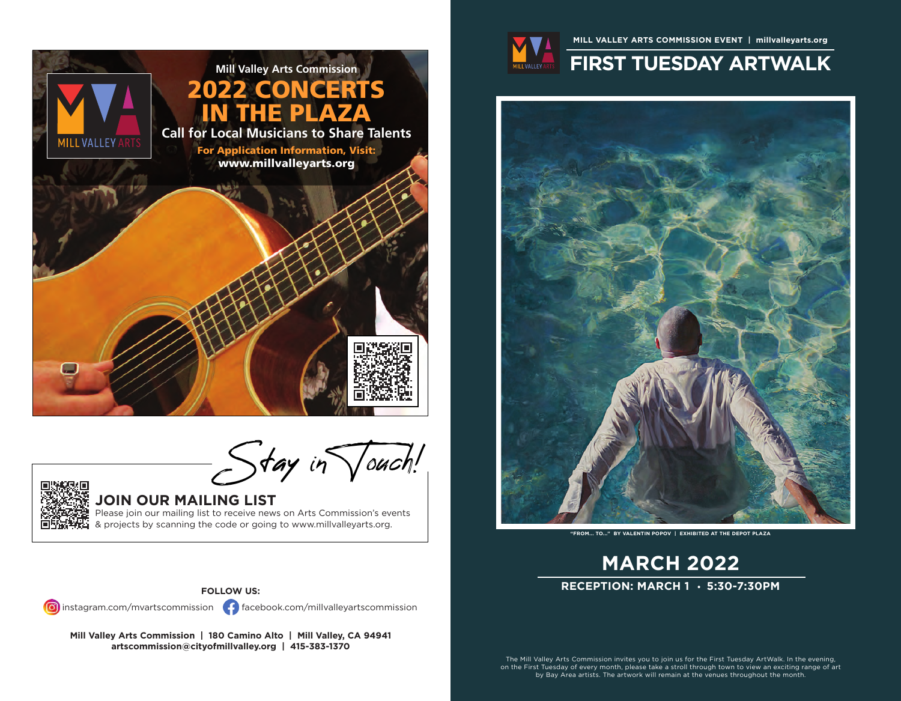Mill Valley Arts Commission

# 2022 CONCERTS IN THE PLAZA

**Call for Local Musicians to Share Talents**

**For Application Information, Visit:**
**www.millvalleyarts.org**

*Stay in Touch!*

## JOIN OUR MAILING LIST

Please join our mailing list to receive news on Arts Commission's events & projects by scanning the code or going to www.millvalleyarts.org.

**FOLLOW US:**

instagram.com/mvartscommission   facebook.com/millvalleyartscommission

**Mill Valley Arts Commission | 180 Camino Alto | Mill Valley, CA 94941**
**artscommission@cityofmillvalley.org | 415-383-1370**

**MILL VALLEY ARTS COMMISSION EVENT | millvalleyarts.org**

# FIRST TUESDAY ARTWALK

**"FROM... TO..." BY VALENTIN POPOV | EXHIBITED AT THE DEPOT PLAZA**

## MARCH 2022

**RECEPTION: MARCH 1 • 5:30-7:30PM**

The Mill Valley Arts Commission invites you to join us for the First Tuesday ArtWalk. In the evening, on the First Tuesday of every month, please take a stroll through town to view an exciting range of art by Bay Area artists. The artwork will remain at the venues throughout the month.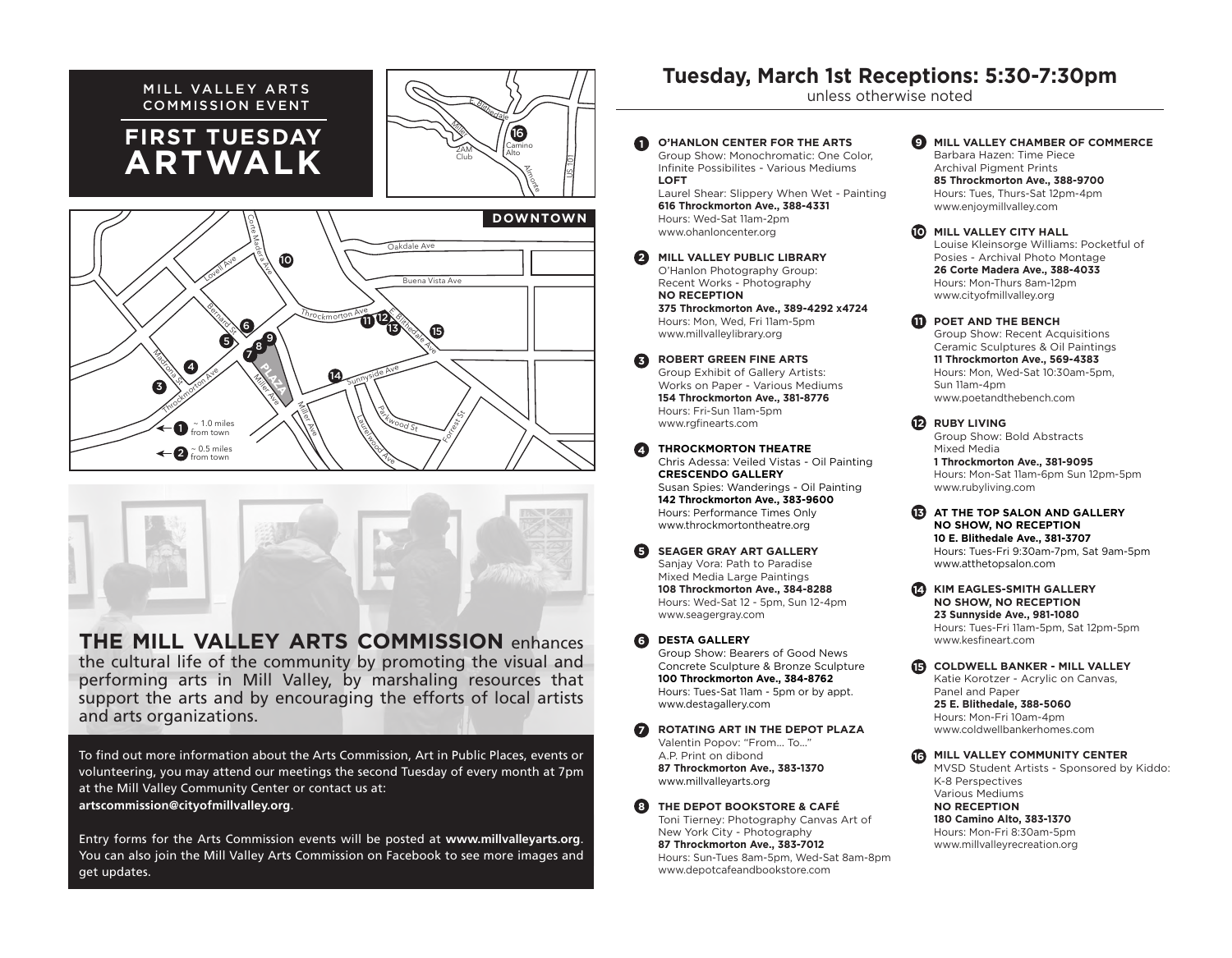MILL VALLEY ARTS COMMISSION EVENT

# FIRST TUESDAY ARTWALK

DOWNTOWN

~ 1.0 miles from town

~ 0.5 miles from town

**THE MILL VALLEY ARTS COMMISSION** enhances the cultural life of the community by promoting the visual and performing arts in Mill Valley, by marshaling resources that support the arts and by encouraging the efforts of local artists and arts organizations.

To find out more information about the Arts Commission, Art in Public Places, events or volunteering, you may attend our meetings the second Tuesday of every month at 7pm at the Mill Valley Community Center or contact us at: **artscommission@cityofmillvalley.org**.

Entry forms for the Arts Commission events will be posted at **www.millvalleyarts.org**. You can also join the Mill Valley Arts Commission on Facebook to see more images and get updates.

## Tuesday, March 1st Receptions: 5:30-7:30pm

unless otherwise noted

**1 O'HANLON CENTER FOR THE ARTS**
Group Show: Monochromatic: One Color, Infinite Possibilites - Various Mediums
**LOFT**
Laurel Shear: Slippery When Wet - Painting
**616 Throckmorton Ave., 388-4331**
Hours: Wed-Sat 11am-2pm
www.ohanloncenter.org

**2 MILL VALLEY PUBLIC LIBRARY**
O'Hanlon Photography Group: Recent Works - Photography
**NO RECEPTION**
**375 Throckmorton Ave., 389-4292 x4724**
Hours: Mon, Wed, Fri 11am-5pm
www.millvalleylibrary.org

**3 ROBERT GREEN FINE ARTS**
Group Exhibit of Gallery Artists: Works on Paper - Various Mediums
**154 Throckmorton Ave., 381-8776**
Hours: Fri-Sun 11am-5pm
www.rgfinearts.com

**4 THROCKMORTON THEATRE**
Chris Adessa: Veiled Vistas - Oil Painting
**CRESCENDO GALLERY**
Susan Spies: Wanderings - Oil Painting
**142 Throckmorton Ave., 383-9600**
Hours: Performance Times Only
www.throckmortontheatre.org

**5 SEAGER GRAY ART GALLERY**
Sanjay Vora: Path to Paradise
Mixed Media Large Paintings
**108 Throckmorton Ave., 384-8288**
Hours: Wed-Sat 12 - 5pm, Sun 12-4pm
www.seagergray.com

**6 DESTA GALLERY**
Group Show: Bearers of Good News
Concrete Sculpture & Bronze Sculpture
**100 Throckmorton Ave., 384-8762**
Hours: Tues-Sat 11am - 5pm or by appt.
www.destagallery.com

**7 ROTATING ART IN THE DEPOT PLAZA**
Valentin Popov: "From... To..."
A.P. Print on dibond
**87 Throckmorton Ave., 383-1370**
www.millvalleyarts.org

**8 THE DEPOT BOOKSTORE & CAFÉ**
Toni Tierney: Photography Canvas Art of New York City - Photography
**87 Throckmorton Ave., 383-7012**
Hours: Sun-Tues 8am-5pm, Wed-Sat 8am-8pm
www.depotcafeandbookstore.com

**9 MILL VALLEY CHAMBER OF COMMERCE**
Barbara Hazen: Time Piece
Archival Pigment Prints
**85 Throckmorton Ave., 388-9700**
Hours: Tues, Thurs-Sat 12pm-4pm
www.enjoymillvalley.com

**10 MILL VALLEY CITY HALL**
Louise Kleinsorge Williams: Pocketful of Posies - Archival Photo Montage
**26 Corte Madera Ave., 388-4033**
Hours: Mon-Thurs 8am-12pm
www.cityofmillvalley.org

**11 POET AND THE BENCH**
Group Show: Recent Acquisitions
Ceramic Sculptures & Oil Paintings
**11 Throckmorton Ave., 569-4383**
Hours: Mon, Wed-Sat 10:30am-5pm, Sun 11am-4pm
www.poetandthebench.com

**12 RUBY LIVING**
Group Show: Bold Abstracts
Mixed Media
**1 Throckmorton Ave., 381-9095**
Hours: Mon-Sat 11am-6pm Sun 12pm-5pm
www.rubyliving.com

**13 AT THE TOP SALON AND GALLERY**
**NO SHOW, NO RECEPTION**
**10 E. Blithedale Ave., 381-3707**
Hours: Tues-Fri 9:30am-7pm, Sat 9am-5pm
www.atthetopsalon.com

**14 KIM EAGLES-SMITH GALLERY**
**NO SHOW, NO RECEPTION**
**23 Sunnyside Ave., 981-1080**
Hours: Tues-Fri 11am-5pm, Sat 12pm-5pm
www.kesfineart.com

**15 COLDWELL BANKER - MILL VALLEY**
Katie Korotzer - Acrylic on Canvas, Panel and Paper
**25 E. Blithedale, 388-5060**
Hours: Mon-Fri 10am-4pm
www.coldwellbankerhomes.com

**16 MILL VALLEY COMMUNITY CENTER**
MVSD Student Artists - Sponsored by Kiddo: K-8 Perspectives
Various Mediums
**NO RECEPTION**
**180 Camino Alto, 383-1370**
Hours: Mon-Fri 8:30am-5pm
www.millvalleyrecreation.org